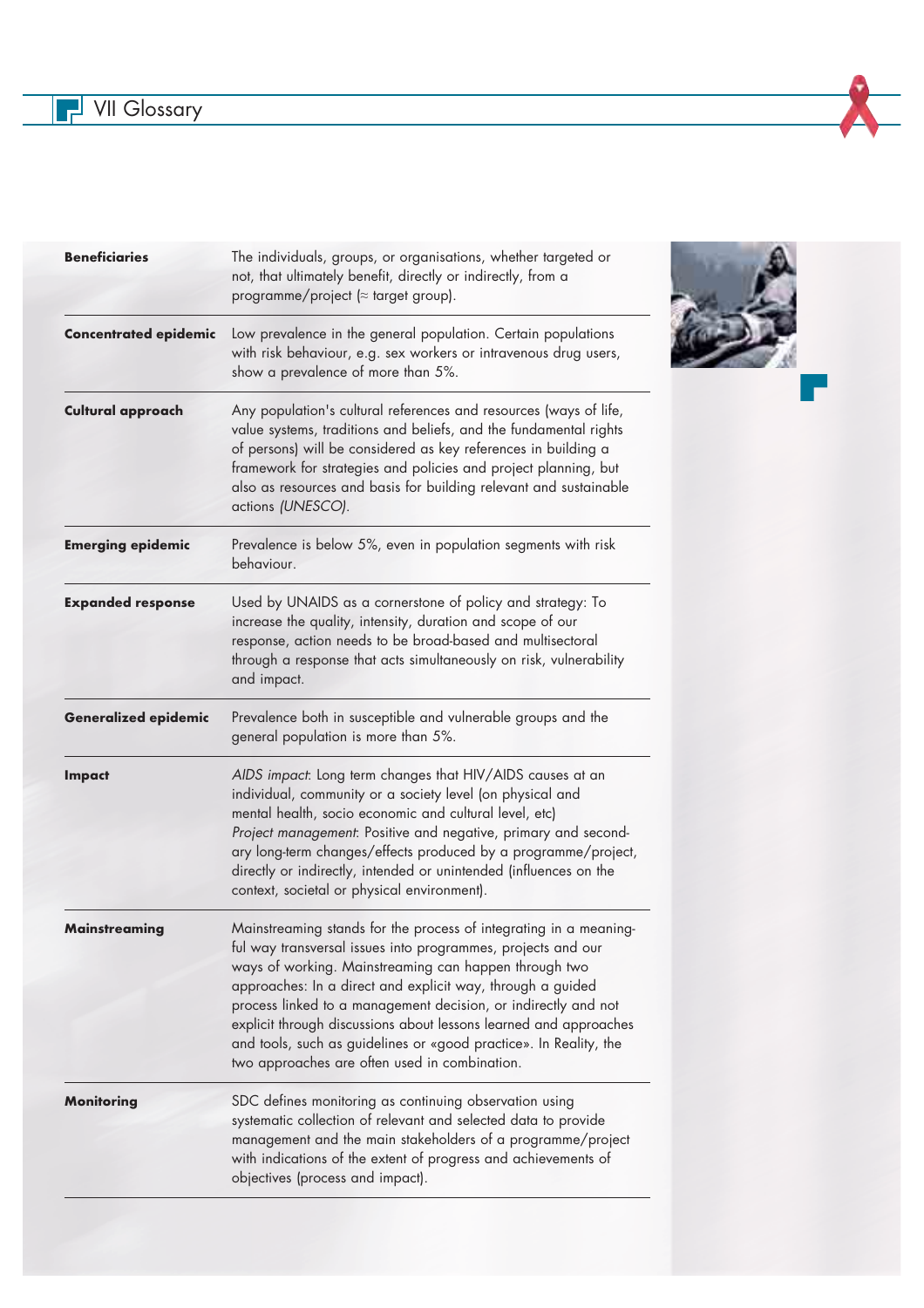# VII Glossary

| Term | Definition |
|---|---|
| **Beneficiaries** | The individuals, groups, or organisations, whether targeted or not, that ultimately benefit, directly or indirectly, from a programme/project (≈ target group). |
| **Concentrated epidemic** | Low prevalence in the general population. Certain populations with risk behaviour, e.g. sex workers or intravenous drug users, show a prevalence of more than 5%. |
| **Cultural approach** | Any population's cultural references and resources (ways of life, value systems, traditions and beliefs, and the fundamental rights of persons) will be considered as key references in building a framework for strategies and policies and project planning, but also as resources and basis for building relevant and sustainable actions *(UNESCO)*. |
| **Emerging epidemic** | Prevalence is below 5%, even in population segments with risk behaviour. |
| **Expanded response** | Used by UNAIDS as a cornerstone of policy and strategy: To increase the quality, intensity, duration and scope of our response, action needs to be broad-based and multisectoral through a response that acts simultaneously on risk, vulnerability and impact. |
| **Generalized epidemic** | Prevalence both in susceptible and vulnerable groups and the general population is more than 5%. |
| **Impact** | *AIDS impact*: Long term changes that HIV/AIDS causes at an individual, community or a society level (on physical and mental health, socio economic and cultural level, etc) *Project management*: Positive and negative, primary and secondary long-term changes/effects produced by a programme/project, directly or indirectly, intended or unintended (influences on the context, societal or physical environment). |
| **Mainstreaming** | Mainstreaming stands for the process of integrating in a meaningful way transversal issues into programmes, projects and our ways of working. Mainstreaming can happen through two approaches: In a direct and explicit way, through a guided process linked to a management decision, or indirectly and not explicit through discussions about lessons learned and approaches and tools, such as guidelines or «good practice». In Reality, the two approaches are often used in combination. |
| **Monitoring** | SDC defines monitoring as continuing observation using systematic collection of relevant and selected data to provide management and the main stakeholders of a programme/project with indications of the extent of progress and achievements of objectives (process and impact). |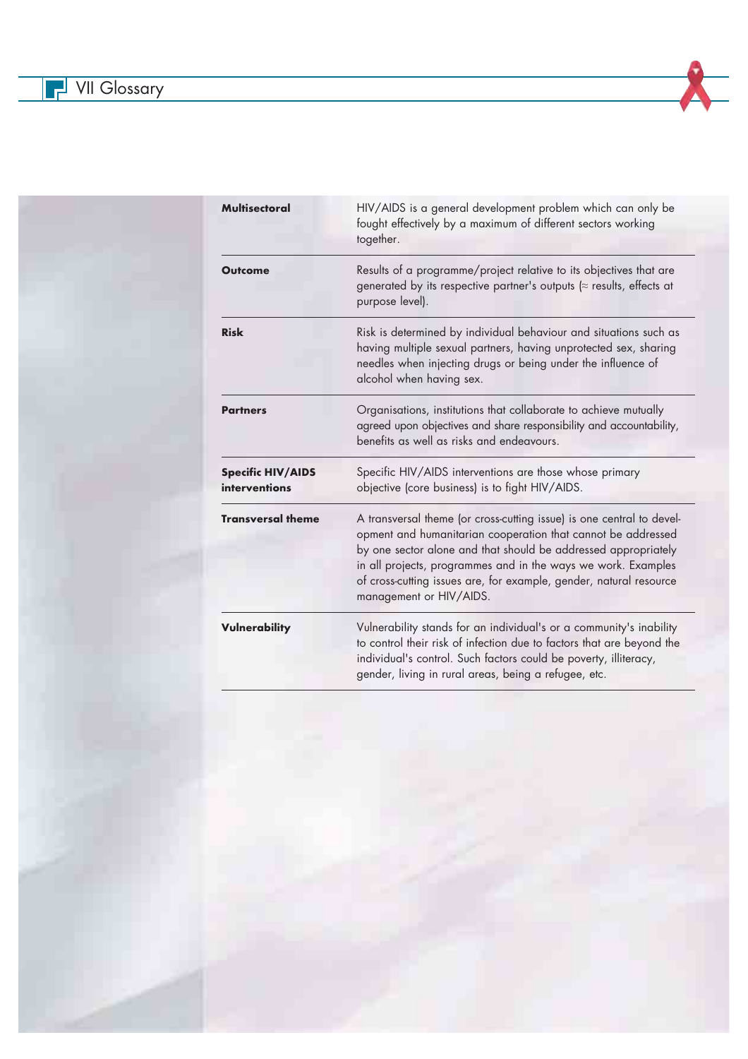# VII Glossary

| | |
|---|---|
| **Multisectoral** | HIV/AIDS is a general development problem which can only be fought effectively by a maximum of different sectors working together. |
| **Outcome** | Results of a programme/project relative to its objectives that are generated by its respective partner's outputs (≈ results, effects at purpose level). |
| **Risk** | Risk is determined by individual behaviour and situations such as having multiple sexual partners, having unprotected sex, sharing needles when injecting drugs or being under the influence of alcohol when having sex. |
| **Partners** | Organisations, institutions that collaborate to achieve mutually agreed upon objectives and share responsibility and accountability, benefits as well as risks and endeavours. |
| **Specific HIV/AIDS interventions** | Specific HIV/AIDS interventions are those whose primary objective (core business) is to fight HIV/AIDS. |
| **Transversal theme** | A transversal theme (or cross-cutting issue) is one central to development and humanitarian cooperation that cannot be addressed by one sector alone and that should be addressed appropriately in all projects, programmes and in the ways we work. Examples of cross-cutting issues are, for example, gender, natural resource management or HIV/AIDS. |
| **Vulnerability** | Vulnerability stands for an individual's or a community's inability to control their risk of infection due to factors that are beyond the individual's control. Such factors could be poverty, illiteracy, gender, living in rural areas, being a refugee, etc. |